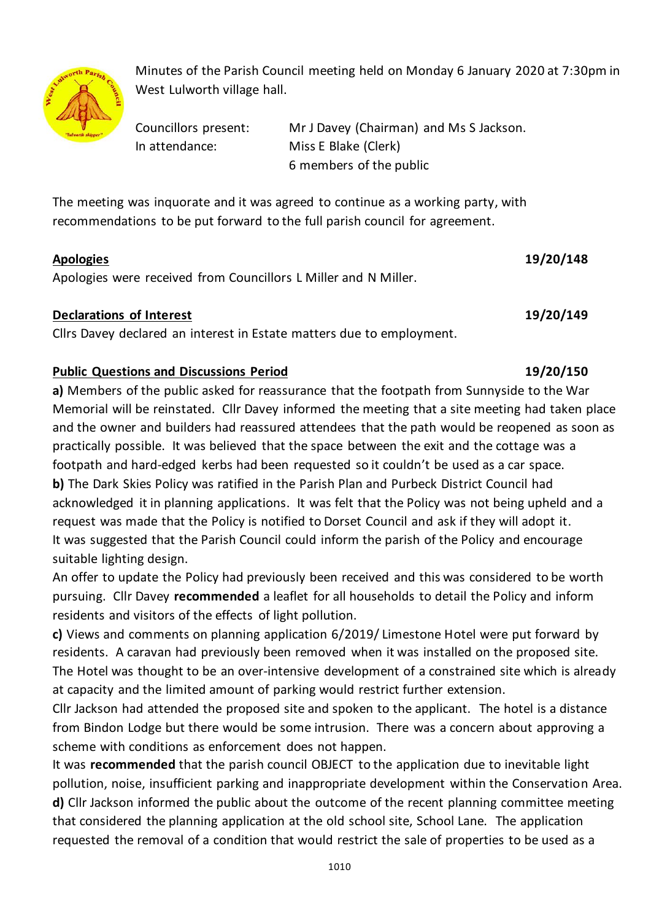Minutes of the Parish Council meeting held on Monday 6 January 2020 at 7:30pm in West Lulworth village hall.

| | |
|---|---|
| Councillors present: | Mr J Davey (Chairman) and Ms S Jackson. |
| In attendance: | Miss E Blake (Clerk) |
| | 6 members of the public |

The meeting was inquorate and it was agreed to continue as a working party, with recommendations to be put forward to the full parish council for agreement.

**Apologies** **19/20/148**

Apologies were received from Councillors L Miller and N Miller.

**Declarations of Interest** **19/20/149**

Cllrs Davey declared an interest in Estate matters due to employment.

**Public Questions and Discussions Period** **19/20/150**

**a)** Members of the public asked for reassurance that the footpath from Sunnyside to the War Memorial will be reinstated. Cllr Davey informed the meeting that a site meeting had taken place and the owner and builders had reassured attendees that the path would be reopened as soon as practically possible. It was believed that the space between the exit and the cottage was a footpath and hard-edged kerbs had been requested so it couldn't be used as a car space.

**b)** The Dark Skies Policy was ratified in the Parish Plan and Purbeck District Council had acknowledged it in planning applications. It was felt that the Policy was not being upheld and a request was made that the Policy is notified to Dorset Council and ask if they will adopt it. It was suggested that the Parish Council could inform the parish of the Policy and encourage suitable lighting design.

An offer to update the Policy had previously been received and this was considered to be worth pursuing. Cllr Davey **recommended** a leaflet for all households to detail the Policy and inform residents and visitors of the effects of light pollution.

**c)** Views and comments on planning application 6/2019/ Limestone Hotel were put forward by residents. A caravan had previously been removed when it was installed on the proposed site. The Hotel was thought to be an over-intensive development of a constrained site which is already at capacity and the limited amount of parking would restrict further extension.

Cllr Jackson had attended the proposed site and spoken to the applicant. The hotel is a distance from Bindon Lodge but there would be some intrusion. There was a concern about approving a scheme with conditions as enforcement does not happen.

It was **recommended** that the parish council OBJECT to the application due to inevitable light pollution, noise, insufficient parking and inappropriate development within the Conservation Area.

**d)** Cllr Jackson informed the public about the outcome of the recent planning committee meeting that considered the planning application at the old school site, School Lane. The application requested the removal of a condition that would restrict the sale of properties to be used as a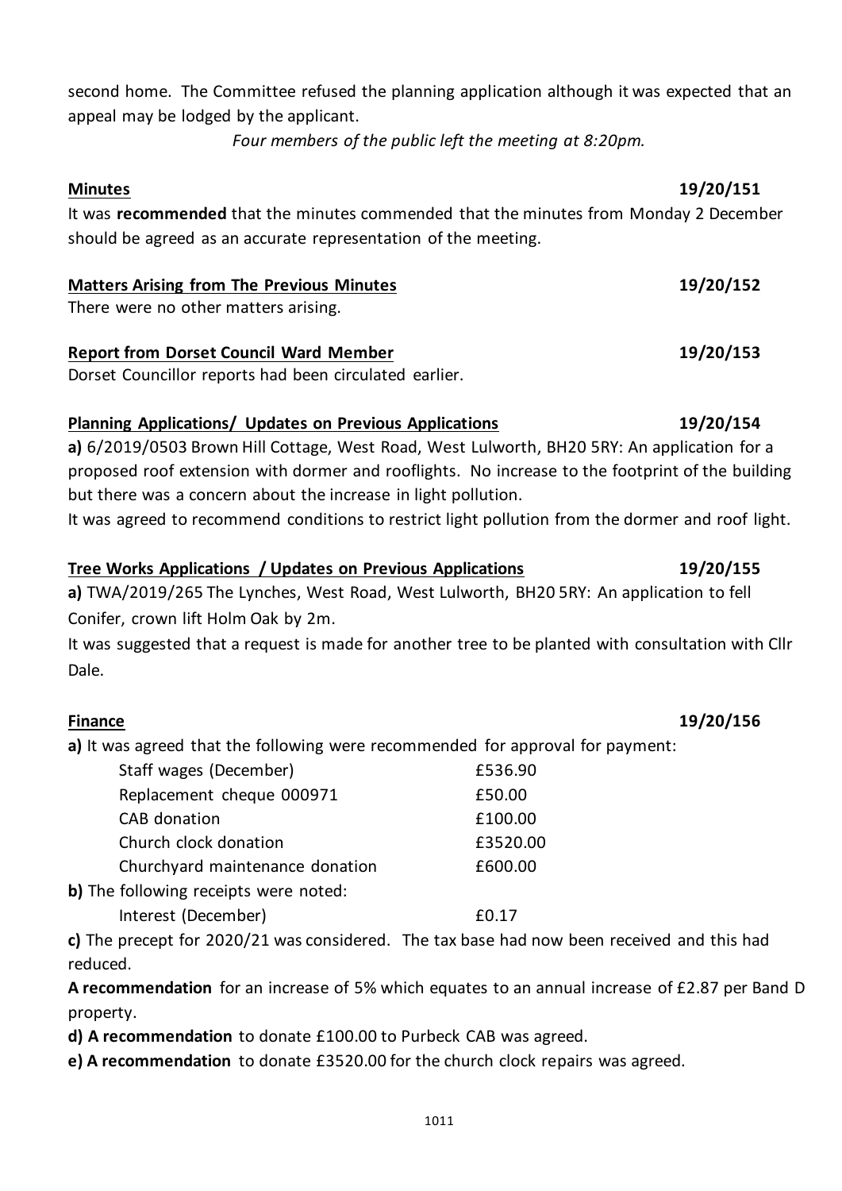second home. The Committee refused the planning application although it was expected that an appeal may be lodged by the applicant.

*Four members of the public left the meeting at 8:20pm.*

**Minutes** **19/20/151**

It was **recommended** that the minutes commended that the minutes from Monday 2 December should be agreed as an accurate representation of the meeting.

**Matters Arising from The Previous Minutes** **19/20/152**

There were no other matters arising.

**Report from Dorset Council Ward Member** **19/20/153**

Dorset Councillor reports had been circulated earlier.

**Planning Applications/ Updates on Previous Applications** **19/20/154**

**a)** 6/2019/0503 Brown Hill Cottage, West Road, West Lulworth, BH20 5RY: An application for a proposed roof extension with dormer and rooflights. No increase to the footprint of the building but there was a concern about the increase in light pollution.

It was agreed to recommend conditions to restrict light pollution from the dormer and roof light.

**Tree Works Applications / Updates on Previous Applications** **19/20/155**

**a)** TWA/2019/265 The Lynches, West Road, West Lulworth, BH20 5RY: An application to fell Conifer, crown lift Holm Oak by 2m.

It was suggested that a request is made for another tree to be planted with consultation with Cllr Dale.

**Finance** **19/20/156**

**a)** It was agreed that the following were recommended for approval for payment:

| | |
|---|---|
| Staff wages (December) | £536.90 |
| Replacement cheque 000971 | £50.00 |
| CAB donation | £100.00 |
| Church clock donation | £3520.00 |
| Churchyard maintenance donation | £600.00 |

**b)** The following receipts were noted:

| | |
|---|---|
| Interest (December) | £0.17 |

**c)** The precept for 2020/21 was considered. The tax base had now been received and this had reduced.

**A recommendation** for an increase of 5% which equates to an annual increase of £2.87 per Band D property.

**d) A recommendation** to donate £100.00 to Purbeck CAB was agreed.

**e) A recommendation** to donate £3520.00 for the church clock repairs was agreed.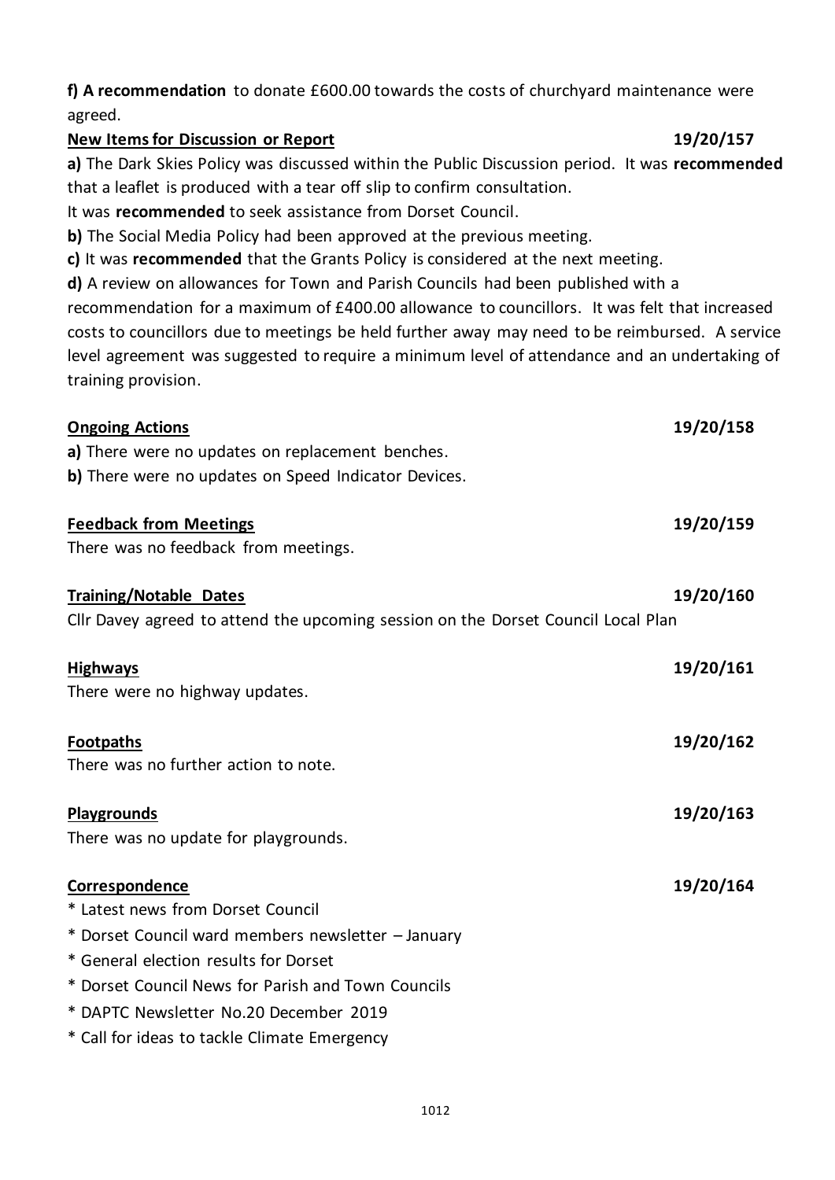**f) A recommendation** to donate £600.00 towards the costs of churchyard maintenance were agreed.

**New Items for Discussion or Report** **19/20/157**

**a)** The Dark Skies Policy was discussed within the Public Discussion period. It was **recommended** that a leaflet is produced with a tear off slip to confirm consultation.

It was **recommended** to seek assistance from Dorset Council.

**b)** The Social Media Policy had been approved at the previous meeting.

**c)** It was **recommended** that the Grants Policy is considered at the next meeting.

**d)** A review on allowances for Town and Parish Councils had been published with a recommendation for a maximum of £400.00 allowance to councillors. It was felt that increased costs to councillors due to meetings be held further away may need to be reimbursed. A service level agreement was suggested to require a minimum level of attendance and an undertaking of training provision.

**Ongoing Actions** **19/20/158**

**a)** There were no updates on replacement benches.

**b)** There were no updates on Speed Indicator Devices.

**Feedback from Meetings** **19/20/159**

There was no feedback from meetings.

**Training/Notable Dates** **19/20/160**

Cllr Davey agreed to attend the upcoming session on the Dorset Council Local Plan

**Highways** **19/20/161**

There were no highway updates.

**Footpaths** **19/20/162**

There was no further action to note.

**Playgrounds** **19/20/163**

There was no update for playgrounds.

**Correspondence** **19/20/164**

* Latest news from Dorset Council
* Dorset Council ward members newsletter – January
* General election results for Dorset
* Dorset Council News for Parish and Town Councils
* DAPTC Newsletter No.20 December 2019
* Call for ideas to tackle Climate Emergency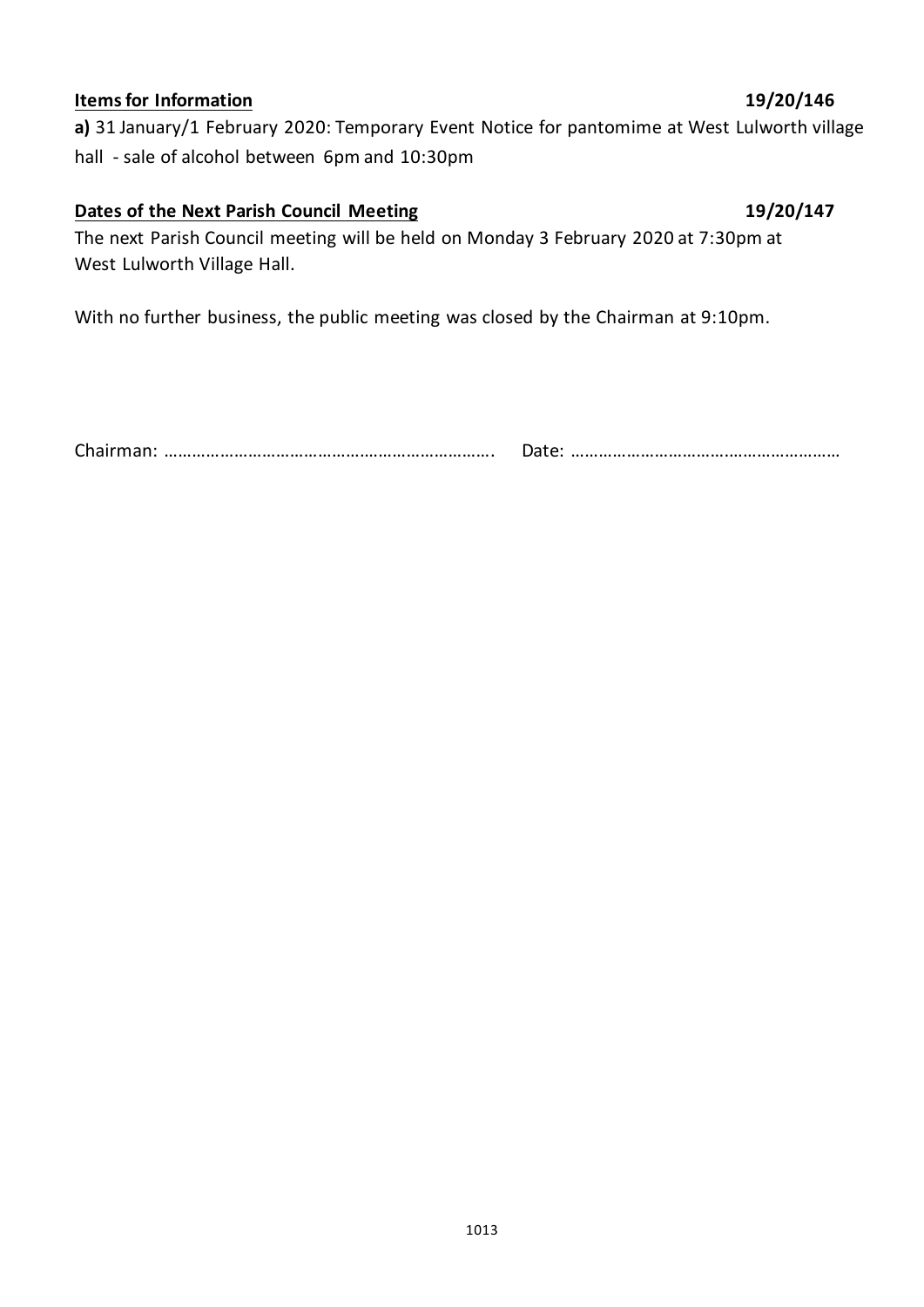**<u>Items for Information</u>** **19/20/146**

**a)** 31 January/1 February 2020: Temporary Event Notice for pantomime at West Lulworth village hall - sale of alcohol between 6pm and 10:30pm

**<u>Dates of the Next Parish Council Meeting</u>** **19/20/147**

The next Parish Council meeting will be held on Monday 3 February 2020 at 7:30pm at West Lulworth Village Hall.

With no further business, the public meeting was closed by the Chairman at 9:10pm.

Chairman: ……………………………………………………………. Date: …………………………………………………